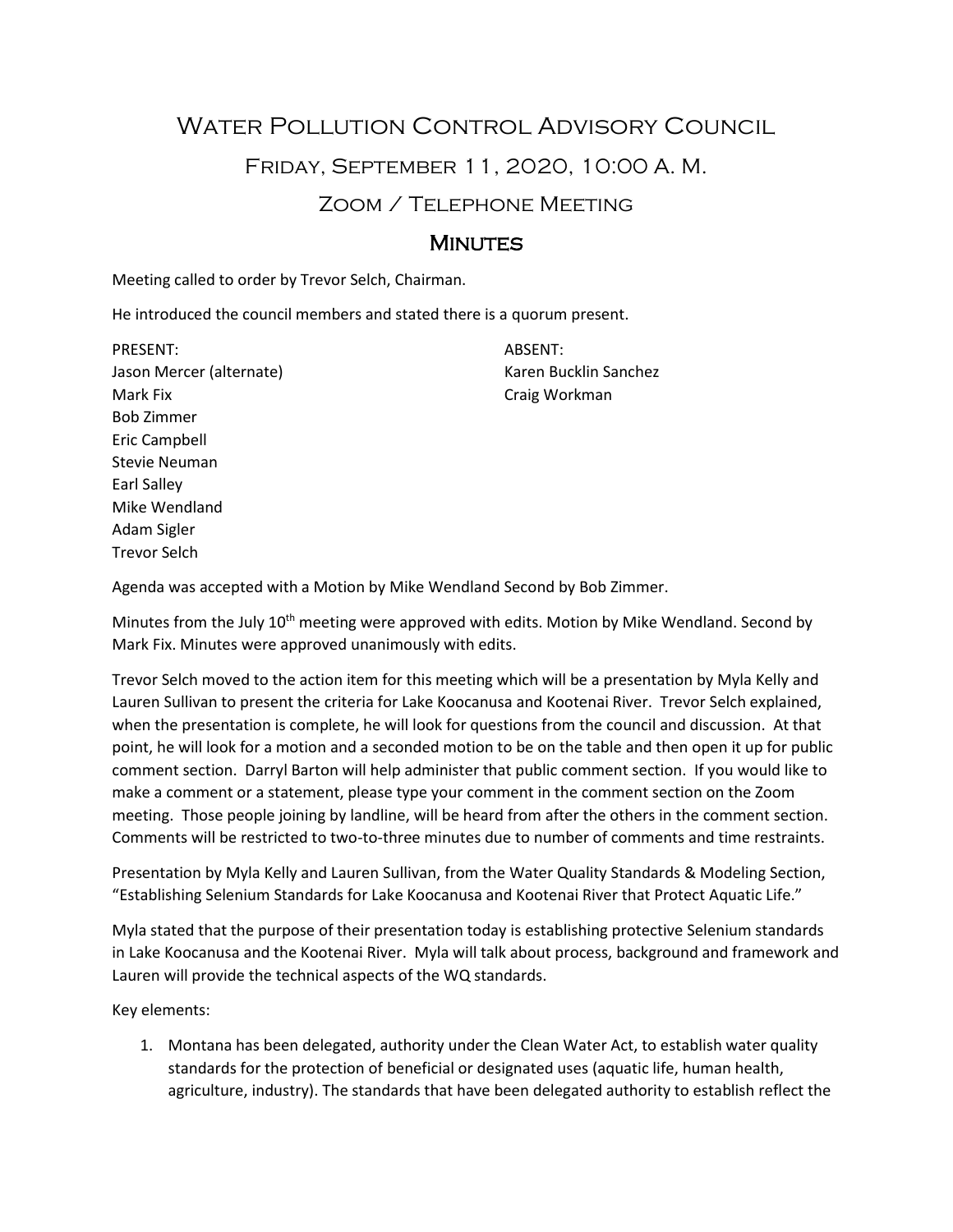# Water Pollution Control Advisory Council

## Friday, September 11, 2020, 10:00 A. M.

## Zoom / Telephone Meeting

## Minutes

Meeting called to order by Trevor Selch, Chairman.

He introduced the council members and stated there is a quorum present.

| PRESENT: | ABSENT: |
|---|---|
| Jason Mercer (alternate) | Karen Bucklin Sanchez |
| Mark Fix | Craig Workman |
| Bob Zimmer | |
| Eric Campbell | |
| Stevie Neuman | |
| Earl Salley | |
| Mike Wendland | |
| Adam Sigler | |
| Trevor Selch | |

Agenda was accepted with a Motion by Mike Wendland Second by Bob Zimmer.

Minutes from the July 10th meeting were approved with edits. Motion by Mike Wendland. Second by Mark Fix. Minutes were approved unanimously with edits.

Trevor Selch moved to the action item for this meeting which will be a presentation by Myla Kelly and Lauren Sullivan to present the criteria for Lake Koocanusa and Kootenai River. Trevor Selch explained, when the presentation is complete, he will look for questions from the council and discussion. At that point, he will look for a motion and a seconded motion to be on the table and then open it up for public comment section. Darryl Barton will help administer that public comment section. If you would like to make a comment or a statement, please type your comment in the comment section on the Zoom meeting. Those people joining by landline, will be heard from after the others in the comment section. Comments will be restricted to two-to-three minutes due to number of comments and time restraints.

Presentation by Myla Kelly and Lauren Sullivan, from the Water Quality Standards & Modeling Section, "Establishing Selenium Standards for Lake Koocanusa and Kootenai River that Protect Aquatic Life."

Myla stated that the purpose of their presentation today is establishing protective Selenium standards in Lake Koocanusa and the Kootenai River. Myla will talk about process, background and framework and Lauren will provide the technical aspects of the WQ standards.

Key elements:

1. Montana has been delegated, authority under the Clean Water Act, to establish water quality standards for the protection of beneficial or designated uses (aquatic life, human health, agriculture, industry). The standards that have been delegated authority to establish reflect the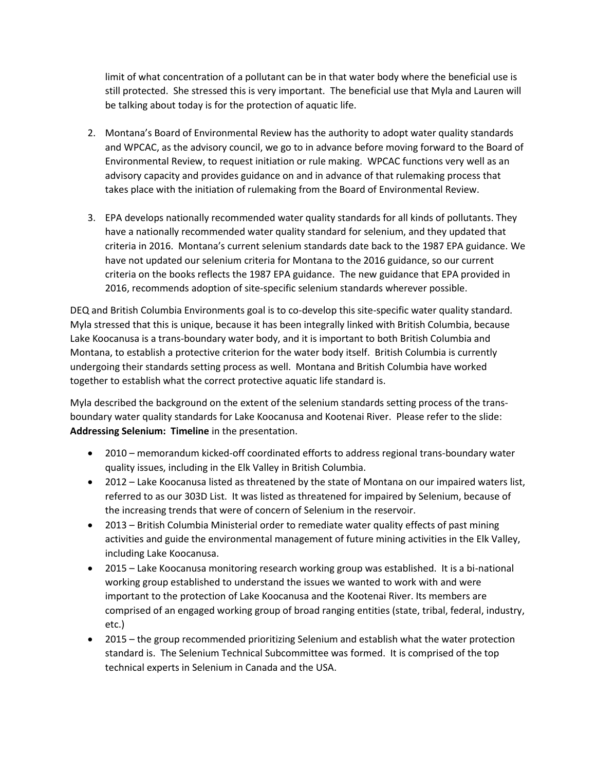limit of what concentration of a pollutant can be in that water body where the beneficial use is still protected. She stressed this is very important. The beneficial use that Myla and Lauren will be talking about today is for the protection of aquatic life.

2. Montana's Board of Environmental Review has the authority to adopt water quality standards and WPCAC, as the advisory council, we go to in advance before moving forward to the Board of Environmental Review, to request initiation or rule making. WPCAC functions very well as an advisory capacity and provides guidance on and in advance of that rulemaking process that takes place with the initiation of rulemaking from the Board of Environmental Review.

3. EPA develops nationally recommended water quality standards for all kinds of pollutants. They have a nationally recommended water quality standard for selenium, and they updated that criteria in 2016. Montana's current selenium standards date back to the 1987 EPA guidance. We have not updated our selenium criteria for Montana to the 2016 guidance, so our current criteria on the books reflects the 1987 EPA guidance. The new guidance that EPA provided in 2016, recommends adoption of site-specific selenium standards wherever possible.

DEQ and British Columbia Environments goal is to co-develop this site-specific water quality standard. Myla stressed that this is unique, because it has been integrally linked with British Columbia, because Lake Koocanusa is a trans-boundary water body, and it is important to both British Columbia and Montana, to establish a protective criterion for the water body itself. British Columbia is currently undergoing their standards setting process as well. Montana and British Columbia have worked together to establish what the correct protective aquatic life standard is.

Myla described the background on the extent of the selenium standards setting process of the trans-boundary water quality standards for Lake Koocanusa and Kootenai River. Please refer to the slide: **Addressing Selenium: Timeline** in the presentation.

- 2010 – memorandum kicked-off coordinated efforts to address regional trans-boundary water quality issues, including in the Elk Valley in British Columbia.
- 2012 – Lake Koocanusa listed as threatened by the state of Montana on our impaired waters list, referred to as our 303D List. It was listed as threatened for impaired by Selenium, because of the increasing trends that were of concern of Selenium in the reservoir.
- 2013 – British Columbia Ministerial order to remediate water quality effects of past mining activities and guide the environmental management of future mining activities in the Elk Valley, including Lake Koocanusa.
- 2015 – Lake Koocanusa monitoring research working group was established. It is a bi-national working group established to understand the issues we wanted to work with and were important to the protection of Lake Koocanusa and the Kootenai River. Its members are comprised of an engaged working group of broad ranging entities (state, tribal, federal, industry, etc.)
- 2015 – the group recommended prioritizing Selenium and establish what the water protection standard is. The Selenium Technical Subcommittee was formed. It is comprised of the top technical experts in Selenium in Canada and the USA.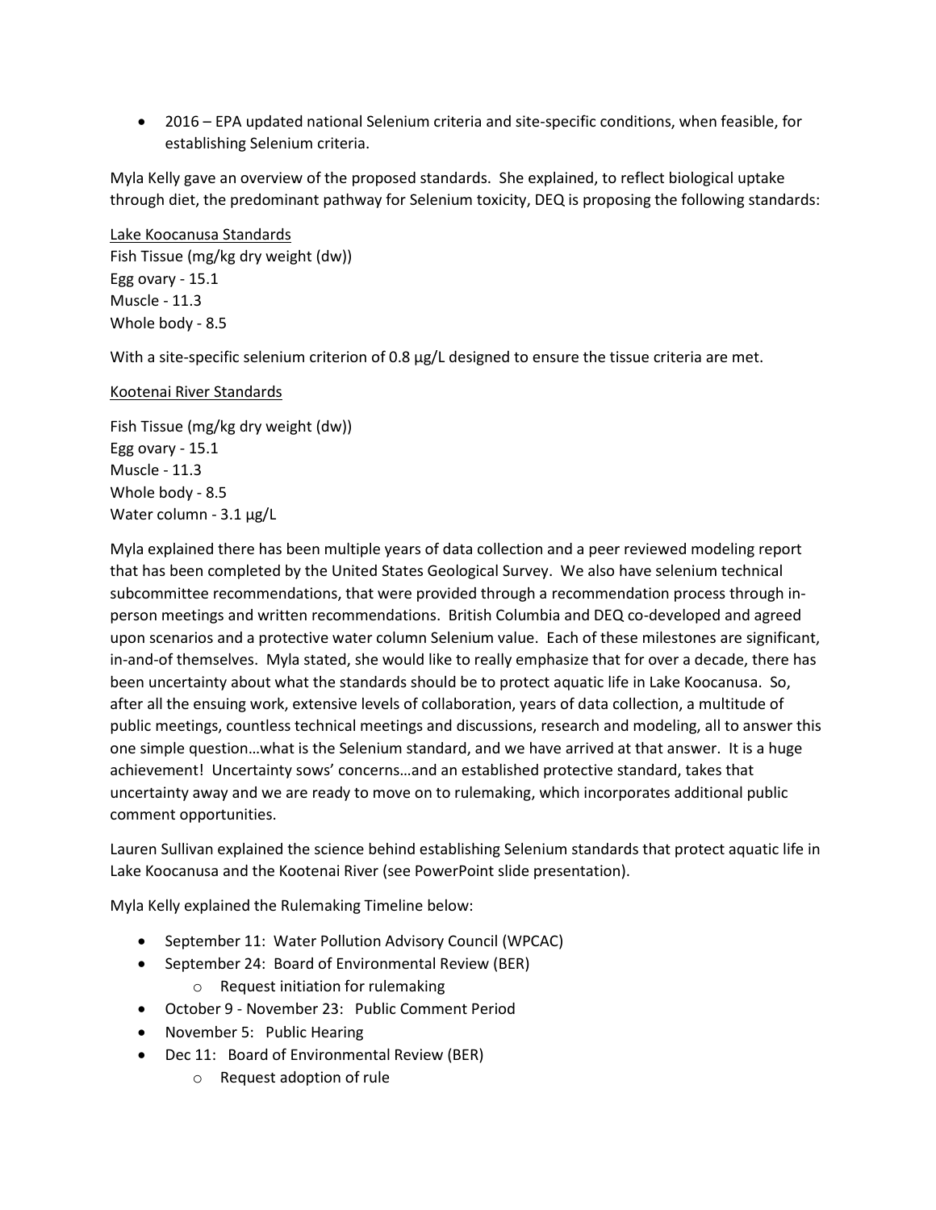- 2016 – EPA updated national Selenium criteria and site-specific conditions, when feasible, for establishing Selenium criteria.

Myla Kelly gave an overview of the proposed standards. She explained, to reflect biological uptake through diet, the predominant pathway for Selenium toxicity, DEQ is proposing the following standards:

<u>Lake Koocanusa Standards</u>
Fish Tissue (mg/kg dry weight (dw))
Egg ovary - 15.1
Muscle - 11.3
Whole body - 8.5

With a site-specific selenium criterion of 0.8 µg/L designed to ensure the tissue criteria are met.

<u>Kootenai River Standards</u>

Fish Tissue (mg/kg dry weight (dw))
Egg ovary - 15.1
Muscle - 11.3
Whole body - 8.5
Water column - 3.1 µg/L

Myla explained there has been multiple years of data collection and a peer reviewed modeling report that has been completed by the United States Geological Survey. We also have selenium technical subcommittee recommendations, that were provided through a recommendation process through in-person meetings and written recommendations. British Columbia and DEQ co-developed and agreed upon scenarios and a protective water column Selenium value. Each of these milestones are significant, in-and-of themselves. Myla stated, she would like to really emphasize that for over a decade, there has been uncertainty about what the standards should be to protect aquatic life in Lake Koocanusa. So, after all the ensuing work, extensive levels of collaboration, years of data collection, a multitude of public meetings, countless technical meetings and discussions, research and modeling, all to answer this one simple question…what is the Selenium standard, and we have arrived at that answer. It is a huge achievement! Uncertainty sows' concerns…and an established protective standard, takes that uncertainty away and we are ready to move on to rulemaking, which incorporates additional public comment opportunities.

Lauren Sullivan explained the science behind establishing Selenium standards that protect aquatic life in Lake Koocanusa and the Kootenai River (see PowerPoint slide presentation).

Myla Kelly explained the Rulemaking Timeline below:

- September 11: Water Pollution Advisory Council (WPCAC)
- September 24: Board of Environmental Review (BER)
  - Request initiation for rulemaking
- October 9 - November 23: Public Comment Period
- November 5: Public Hearing
- Dec 11: Board of Environmental Review (BER)
  - Request adoption of rule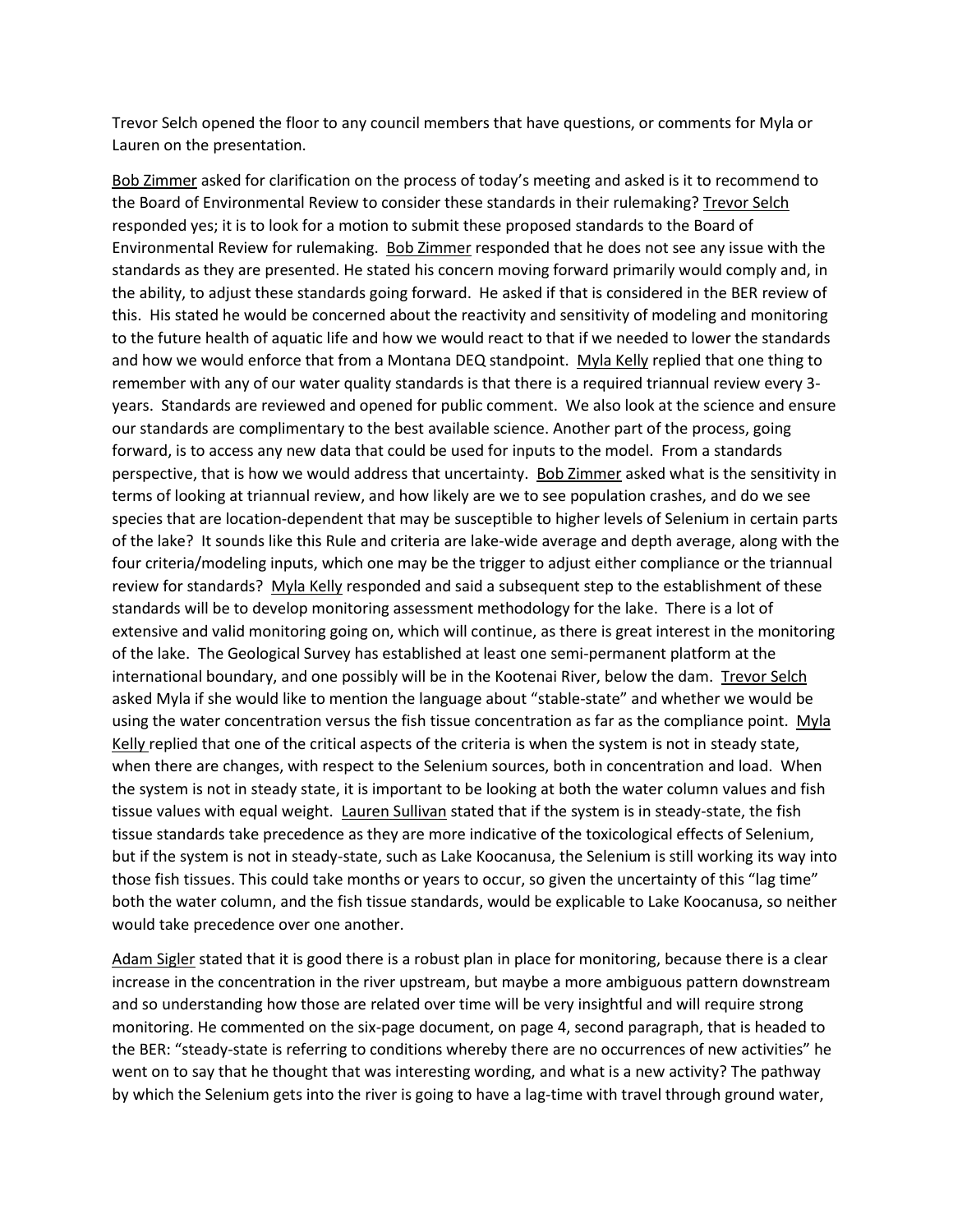Trevor Selch opened the floor to any council members that have questions, or comments for Myla or Lauren on the presentation.

Bob Zimmer asked for clarification on the process of today's meeting and asked is it to recommend to the Board of Environmental Review to consider these standards in their rulemaking? Trevor Selch responded yes; it is to look for a motion to submit these proposed standards to the Board of Environmental Review for rulemaking. Bob Zimmer responded that he does not see any issue with the standards as they are presented. He stated his concern moving forward primarily would comply and, in the ability, to adjust these standards going forward. He asked if that is considered in the BER review of this. His stated he would be concerned about the reactivity and sensitivity of modeling and monitoring to the future health of aquatic life and how we would react to that if we needed to lower the standards and how we would enforce that from a Montana DEQ standpoint. Myla Kelly replied that one thing to remember with any of our water quality standards is that there is a required triannual review every 3-years. Standards are reviewed and opened for public comment. We also look at the science and ensure our standards are complimentary to the best available science. Another part of the process, going forward, is to access any new data that could be used for inputs to the model. From a standards perspective, that is how we would address that uncertainty. Bob Zimmer asked what is the sensitivity in terms of looking at triannual review, and how likely are we to see population crashes, and do we see species that are location-dependent that may be susceptible to higher levels of Selenium in certain parts of the lake? It sounds like this Rule and criteria are lake-wide average and depth average, along with the four criteria/modeling inputs, which one may be the trigger to adjust either compliance or the triannual review for standards? Myla Kelly responded and said a subsequent step to the establishment of these standards will be to develop monitoring assessment methodology for the lake. There is a lot of extensive and valid monitoring going on, which will continue, as there is great interest in the monitoring of the lake. The Geological Survey has established at least one semi-permanent platform at the international boundary, and one possibly will be in the Kootenai River, below the dam. Trevor Selch asked Myla if she would like to mention the language about "stable-state" and whether we would be using the water concentration versus the fish tissue concentration as far as the compliance point. Myla Kelly replied that one of the critical aspects of the criteria is when the system is not in steady state, when there are changes, with respect to the Selenium sources, both in concentration and load. When the system is not in steady state, it is important to be looking at both the water column values and fish tissue values with equal weight. Lauren Sullivan stated that if the system is in steady-state, the fish tissue standards take precedence as they are more indicative of the toxicological effects of Selenium, but if the system is not in steady-state, such as Lake Koocanusa, the Selenium is still working its way into those fish tissues. This could take months or years to occur, so given the uncertainty of this "lag time" both the water column, and the fish tissue standards, would be explicable to Lake Koocanusa, so neither would take precedence over one another.

Adam Sigler stated that it is good there is a robust plan in place for monitoring, because there is a clear increase in the concentration in the river upstream, but maybe a more ambiguous pattern downstream and so understanding how those are related over time will be very insightful and will require strong monitoring. He commented on the six-page document, on page 4, second paragraph, that is headed to the BER: "steady-state is referring to conditions whereby there are no occurrences of new activities" he went on to say that he thought that was interesting wording, and what is a new activity? The pathway by which the Selenium gets into the river is going to have a lag-time with travel through ground water,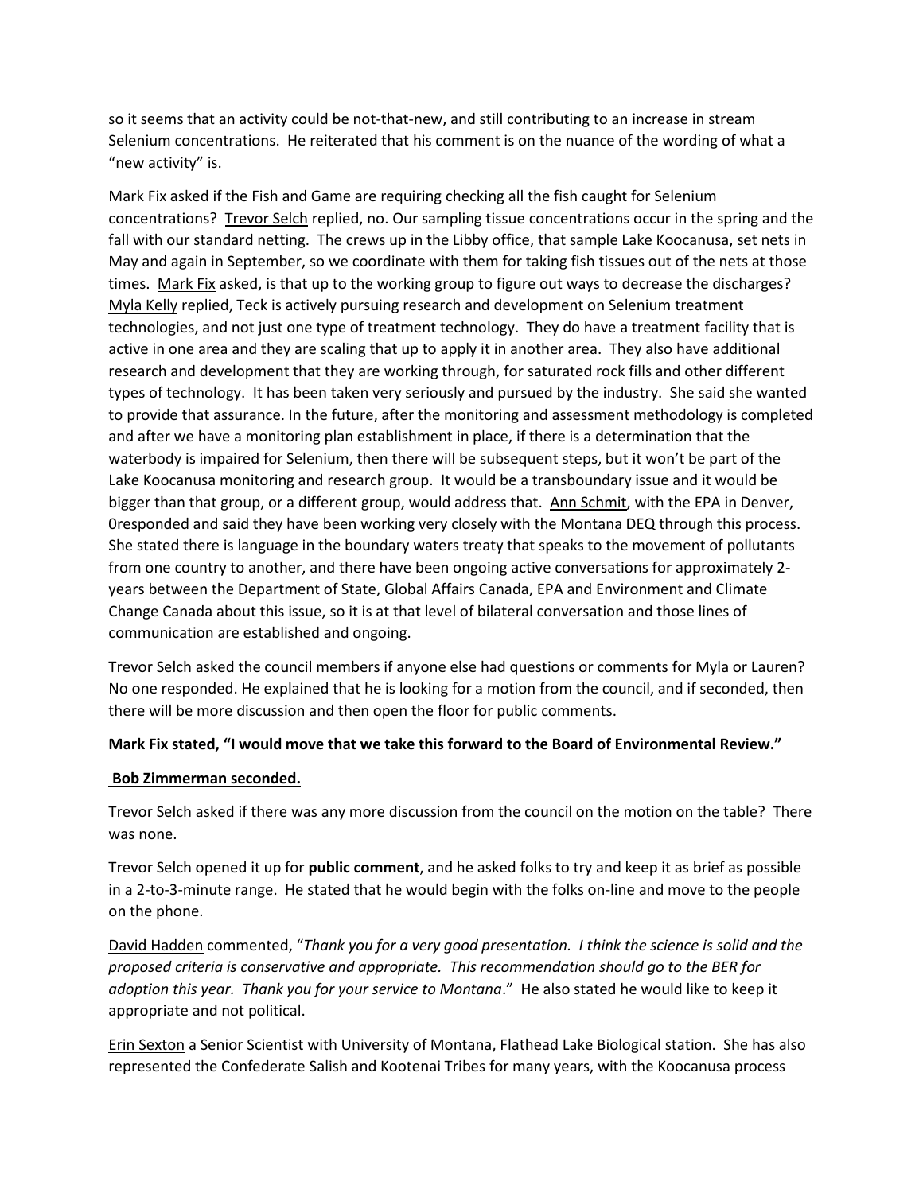so it seems that an activity could be not-that-new, and still contributing to an increase in stream Selenium concentrations. He reiterated that his comment is on the nuance of the wording of what a "new activity" is.

Mark Fix asked if the Fish and Game are requiring checking all the fish caught for Selenium concentrations? Trevor Selch replied, no. Our sampling tissue concentrations occur in the spring and the fall with our standard netting. The crews up in the Libby office, that sample Lake Koocanusa, set nets in May and again in September, so we coordinate with them for taking fish tissues out of the nets at those times. Mark Fix asked, is that up to the working group to figure out ways to decrease the discharges? Myla Kelly replied, Teck is actively pursuing research and development on Selenium treatment technologies, and not just one type of treatment technology. They do have a treatment facility that is active in one area and they are scaling that up to apply it in another area. They also have additional research and development that they are working through, for saturated rock fills and other different types of technology. It has been taken very seriously and pursued by the industry. She said she wanted to provide that assurance. In the future, after the monitoring and assessment methodology is completed and after we have a monitoring plan establishment in place, if there is a determination that the waterbody is impaired for Selenium, then there will be subsequent steps, but it won't be part of the Lake Koocanusa monitoring and research group. It would be a transboundary issue and it would be bigger than that group, or a different group, would address that. Ann Schmit, with the EPA in Denver, 0responded and said they have been working very closely with the Montana DEQ through this process. She stated there is language in the boundary waters treaty that speaks to the movement of pollutants from one country to another, and there have been ongoing active conversations for approximately 2-years between the Department of State, Global Affairs Canada, EPA and Environment and Climate Change Canada about this issue, so it is at that level of bilateral conversation and those lines of communication are established and ongoing.

Trevor Selch asked the council members if anyone else had questions or comments for Myla or Lauren? No one responded. He explained that he is looking for a motion from the council, and if seconded, then there will be more discussion and then open the floor for public comments.

**Mark Fix stated, "I would move that we take this forward to the Board of Environmental Review."**

**Bob Zimmerman seconded.**

Trevor Selch asked if there was any more discussion from the council on the motion on the table? There was none.

Trevor Selch opened it up for **public comment**, and he asked folks to try and keep it as brief as possible in a 2-to-3-minute range. He stated that he would begin with the folks on-line and move to the people on the phone.

David Hadden commented, "*Thank you for a very good presentation. I think the science is solid and the proposed criteria is conservative and appropriate. This recommendation should go to the BER for adoption this year. Thank you for your service to Montana*." He also stated he would like to keep it appropriate and not political.

Erin Sexton a Senior Scientist with University of Montana, Flathead Lake Biological station. She has also represented the Confederate Salish and Kootenai Tribes for many years, with the Koocanusa process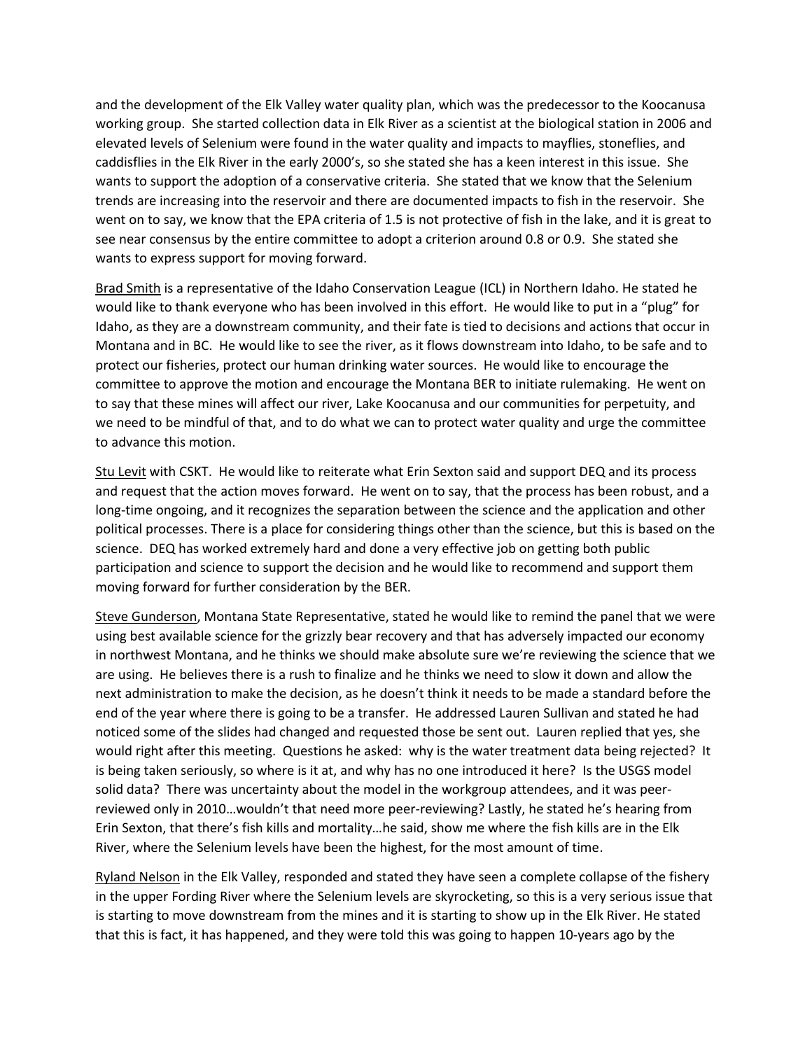and the development of the Elk Valley water quality plan, which was the predecessor to the Koocanusa working group. She started collection data in Elk River as a scientist at the biological station in 2006 and elevated levels of Selenium were found in the water quality and impacts to mayflies, stoneflies, and caddisflies in the Elk River in the early 2000's, so she stated she has a keen interest in this issue. She wants to support the adoption of a conservative criteria. She stated that we know that the Selenium trends are increasing into the reservoir and there are documented impacts to fish in the reservoir. She went on to say, we know that the EPA criteria of 1.5 is not protective of fish in the lake, and it is great to see near consensus by the entire committee to adopt a criterion around 0.8 or 0.9. She stated she wants to express support for moving forward.

Brad Smith is a representative of the Idaho Conservation League (ICL) in Northern Idaho. He stated he would like to thank everyone who has been involved in this effort. He would like to put in a "plug" for Idaho, as they are a downstream community, and their fate is tied to decisions and actions that occur in Montana and in BC. He would like to see the river, as it flows downstream into Idaho, to be safe and to protect our fisheries, protect our human drinking water sources. He would like to encourage the committee to approve the motion and encourage the Montana BER to initiate rulemaking. He went on to say that these mines will affect our river, Lake Koocanusa and our communities for perpetuity, and we need to be mindful of that, and to do what we can to protect water quality and urge the committee to advance this motion.

Stu Levit with CSKT. He would like to reiterate what Erin Sexton said and support DEQ and its process and request that the action moves forward. He went on to say, that the process has been robust, and a long-time ongoing, and it recognizes the separation between the science and the application and other political processes. There is a place for considering things other than the science, but this is based on the science. DEQ has worked extremely hard and done a very effective job on getting both public participation and science to support the decision and he would like to recommend and support them moving forward for further consideration by the BER.

Steve Gunderson, Montana State Representative, stated he would like to remind the panel that we were using best available science for the grizzly bear recovery and that has adversely impacted our economy in northwest Montana, and he thinks we should make absolute sure we're reviewing the science that we are using. He believes there is a rush to finalize and he thinks we need to slow it down and allow the next administration to make the decision, as he doesn't think it needs to be made a standard before the end of the year where there is going to be a transfer. He addressed Lauren Sullivan and stated he had noticed some of the slides had changed and requested those be sent out. Lauren replied that yes, she would right after this meeting. Questions he asked: why is the water treatment data being rejected? It is being taken seriously, so where is it at, and why has no one introduced it here? Is the USGS model solid data? There was uncertainty about the model in the workgroup attendees, and it was peer-reviewed only in 2010…wouldn't that need more peer-reviewing? Lastly, he stated he's hearing from Erin Sexton, that there's fish kills and mortality…he said, show me where the fish kills are in the Elk River, where the Selenium levels have been the highest, for the most amount of time.

Ryland Nelson in the Elk Valley, responded and stated they have seen a complete collapse of the fishery in the upper Fording River where the Selenium levels are skyrocketing, so this is a very serious issue that is starting to move downstream from the mines and it is starting to show up in the Elk River. He stated that this is fact, it has happened, and they were told this was going to happen 10-years ago by the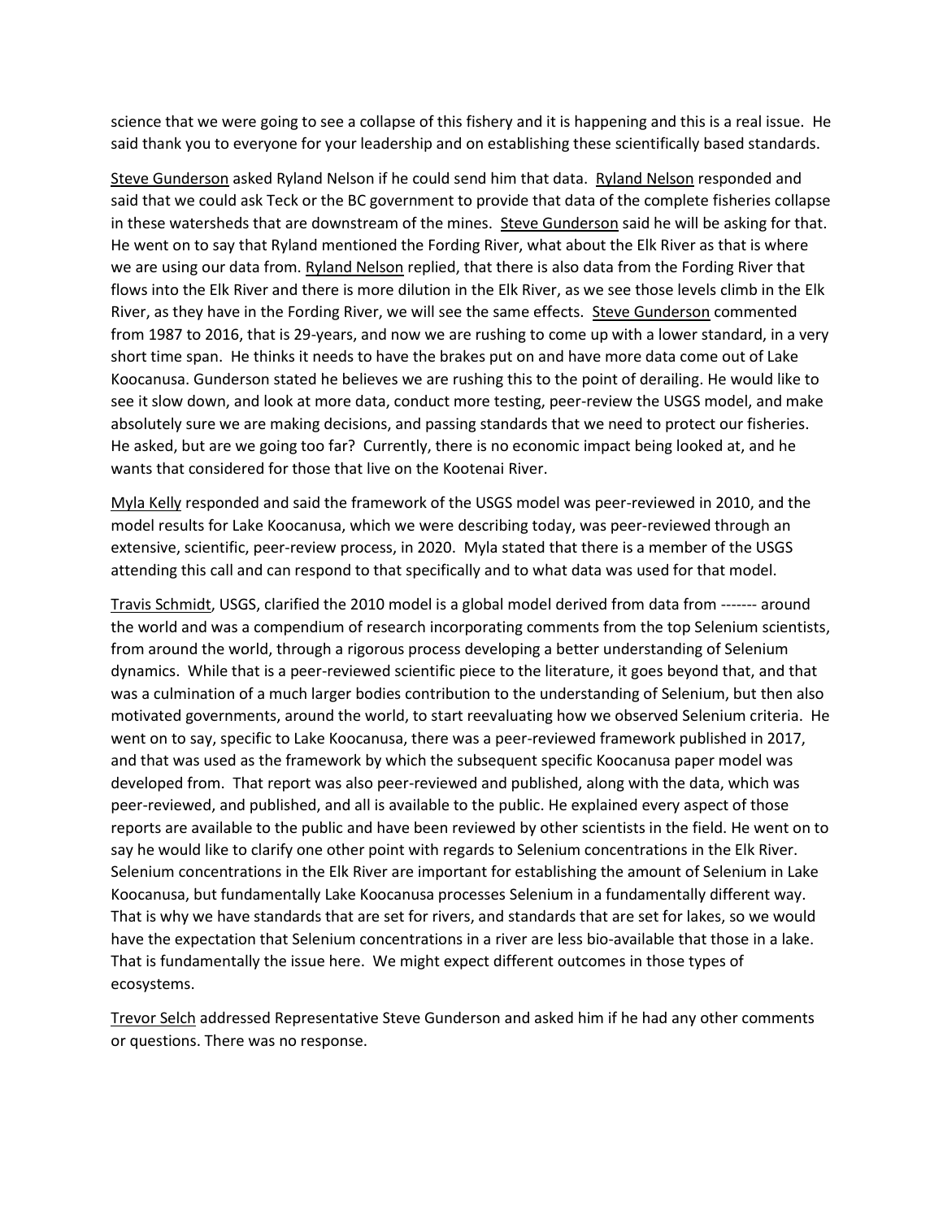science that we were going to see a collapse of this fishery and it is happening and this is a real issue. He said thank you to everyone for your leadership and on establishing these scientifically based standards.

Steve Gunderson asked Ryland Nelson if he could send him that data. Ryland Nelson responded and said that we could ask Teck or the BC government to provide that data of the complete fisheries collapse in these watersheds that are downstream of the mines. Steve Gunderson said he will be asking for that. He went on to say that Ryland mentioned the Fording River, what about the Elk River as that is where we are using our data from. Ryland Nelson replied, that there is also data from the Fording River that flows into the Elk River and there is more dilution in the Elk River, as we see those levels climb in the Elk River, as they have in the Fording River, we will see the same effects. Steve Gunderson commented from 1987 to 2016, that is 29-years, and now we are rushing to come up with a lower standard, in a very short time span. He thinks it needs to have the brakes put on and have more data come out of Lake Koocanusa. Gunderson stated he believes we are rushing this to the point of derailing. He would like to see it slow down, and look at more data, conduct more testing, peer-review the USGS model, and make absolutely sure we are making decisions, and passing standards that we need to protect our fisheries. He asked, but are we going too far? Currently, there is no economic impact being looked at, and he wants that considered for those that live on the Kootenai River.

Myla Kelly responded and said the framework of the USGS model was peer-reviewed in 2010, and the model results for Lake Koocanusa, which we were describing today, was peer-reviewed through an extensive, scientific, peer-review process, in 2020. Myla stated that there is a member of the USGS attending this call and can respond to that specifically and to what data was used for that model.

Travis Schmidt, USGS, clarified the 2010 model is a global model derived from data from ------- around the world and was a compendium of research incorporating comments from the top Selenium scientists, from around the world, through a rigorous process developing a better understanding of Selenium dynamics. While that is a peer-reviewed scientific piece to the literature, it goes beyond that, and that was a culmination of a much larger bodies contribution to the understanding of Selenium, but then also motivated governments, around the world, to start reevaluating how we observed Selenium criteria. He went on to say, specific to Lake Koocanusa, there was a peer-reviewed framework published in 2017, and that was used as the framework by which the subsequent specific Koocanusa paper model was developed from. That report was also peer-reviewed and published, along with the data, which was peer-reviewed, and published, and all is available to the public. He explained every aspect of those reports are available to the public and have been reviewed by other scientists in the field. He went on to say he would like to clarify one other point with regards to Selenium concentrations in the Elk River. Selenium concentrations in the Elk River are important for establishing the amount of Selenium in Lake Koocanusa, but fundamentally Lake Koocanusa processes Selenium in a fundamentally different way. That is why we have standards that are set for rivers, and standards that are set for lakes, so we would have the expectation that Selenium concentrations in a river are less bio-available that those in a lake. That is fundamentally the issue here. We might expect different outcomes in those types of ecosystems.

Trevor Selch addressed Representative Steve Gunderson and asked him if he had any other comments or questions. There was no response.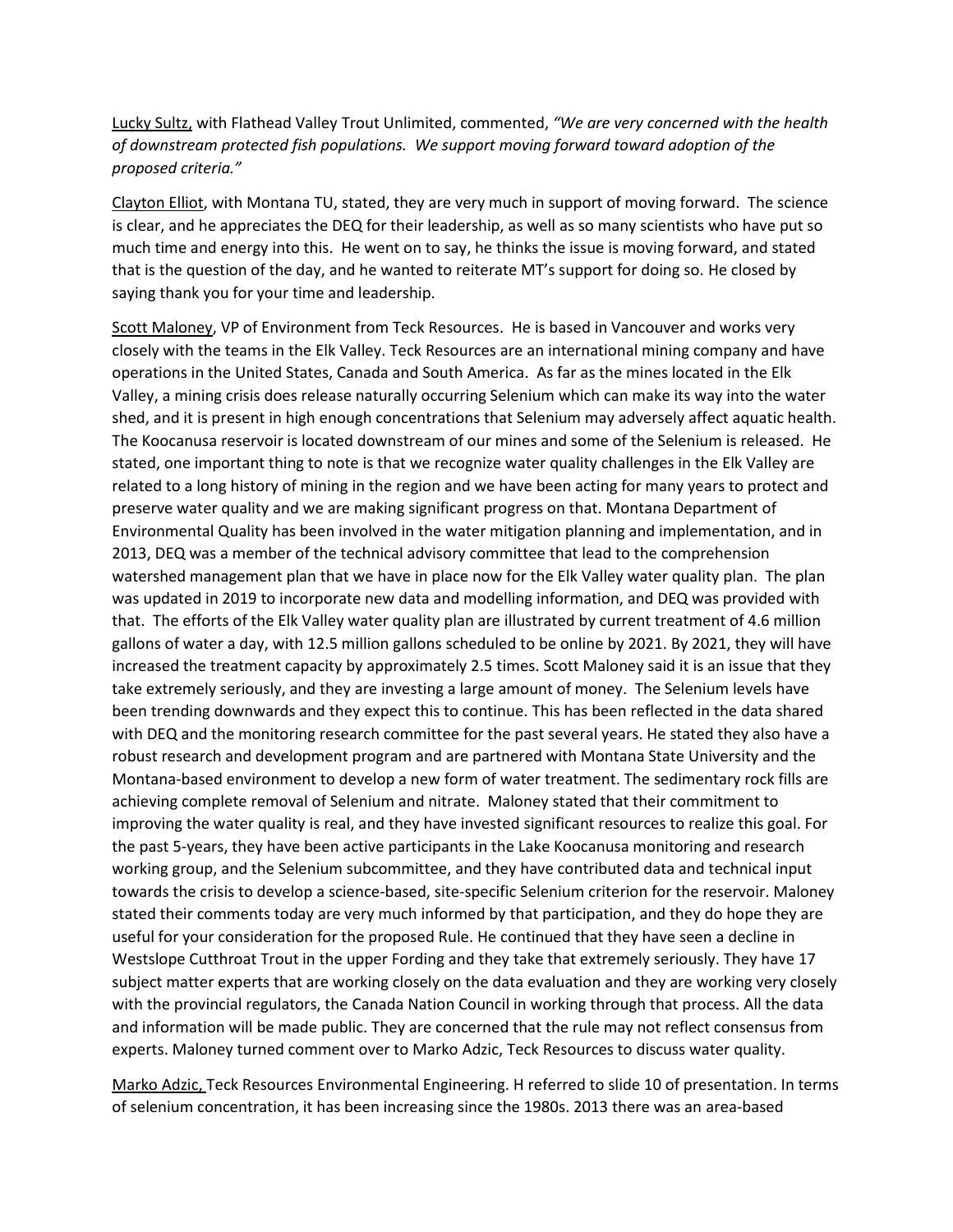Lucky Sultz, with Flathead Valley Trout Unlimited, commented, *"We are very concerned with the health of downstream protected fish populations. We support moving forward toward adoption of the proposed criteria."*

Clayton Elliot, with Montana TU, stated, they are very much in support of moving forward. The science is clear, and he appreciates the DEQ for their leadership, as well as so many scientists who have put so much time and energy into this. He went on to say, he thinks the issue is moving forward, and stated that is the question of the day, and he wanted to reiterate MT's support for doing so. He closed by saying thank you for your time and leadership.

Scott Maloney, VP of Environment from Teck Resources. He is based in Vancouver and works very closely with the teams in the Elk Valley. Teck Resources are an international mining company and have operations in the United States, Canada and South America. As far as the mines located in the Elk Valley, a mining crisis does release naturally occurring Selenium which can make its way into the water shed, and it is present in high enough concentrations that Selenium may adversely affect aquatic health. The Koocanusa reservoir is located downstream of our mines and some of the Selenium is released. He stated, one important thing to note is that we recognize water quality challenges in the Elk Valley are related to a long history of mining in the region and we have been acting for many years to protect and preserve water quality and we are making significant progress on that. Montana Department of Environmental Quality has been involved in the water mitigation planning and implementation, and in 2013, DEQ was a member of the technical advisory committee that lead to the comprehension watershed management plan that we have in place now for the Elk Valley water quality plan. The plan was updated in 2019 to incorporate new data and modelling information, and DEQ was provided with that. The efforts of the Elk Valley water quality plan are illustrated by current treatment of 4.6 million gallons of water a day, with 12.5 million gallons scheduled to be online by 2021. By 2021, they will have increased the treatment capacity by approximately 2.5 times. Scott Maloney said it is an issue that they take extremely seriously, and they are investing a large amount of money. The Selenium levels have been trending downwards and they expect this to continue. This has been reflected in the data shared with DEQ and the monitoring research committee for the past several years. He stated they also have a robust research and development program and are partnered with Montana State University and the Montana-based environment to develop a new form of water treatment. The sedimentary rock fills are achieving complete removal of Selenium and nitrate. Maloney stated that their commitment to improving the water quality is real, and they have invested significant resources to realize this goal. For the past 5-years, they have been active participants in the Lake Koocanusa monitoring and research working group, and the Selenium subcommittee, and they have contributed data and technical input towards the crisis to develop a science-based, site-specific Selenium criterion for the reservoir. Maloney stated their comments today are very much informed by that participation, and they do hope they are useful for your consideration for the proposed Rule. He continued that they have seen a decline in Westslope Cutthroat Trout in the upper Fording and they take that extremely seriously. They have 17 subject matter experts that are working closely on the data evaluation and they are working very closely with the provincial regulators, the Canada Nation Council in working through that process. All the data and information will be made public. They are concerned that the rule may not reflect consensus from experts. Maloney turned comment over to Marko Adzic, Teck Resources to discuss water quality.

Marko Adzic, Teck Resources Environmental Engineering. H referred to slide 10 of presentation. In terms of selenium concentration, it has been increasing since the 1980s. 2013 there was an area-based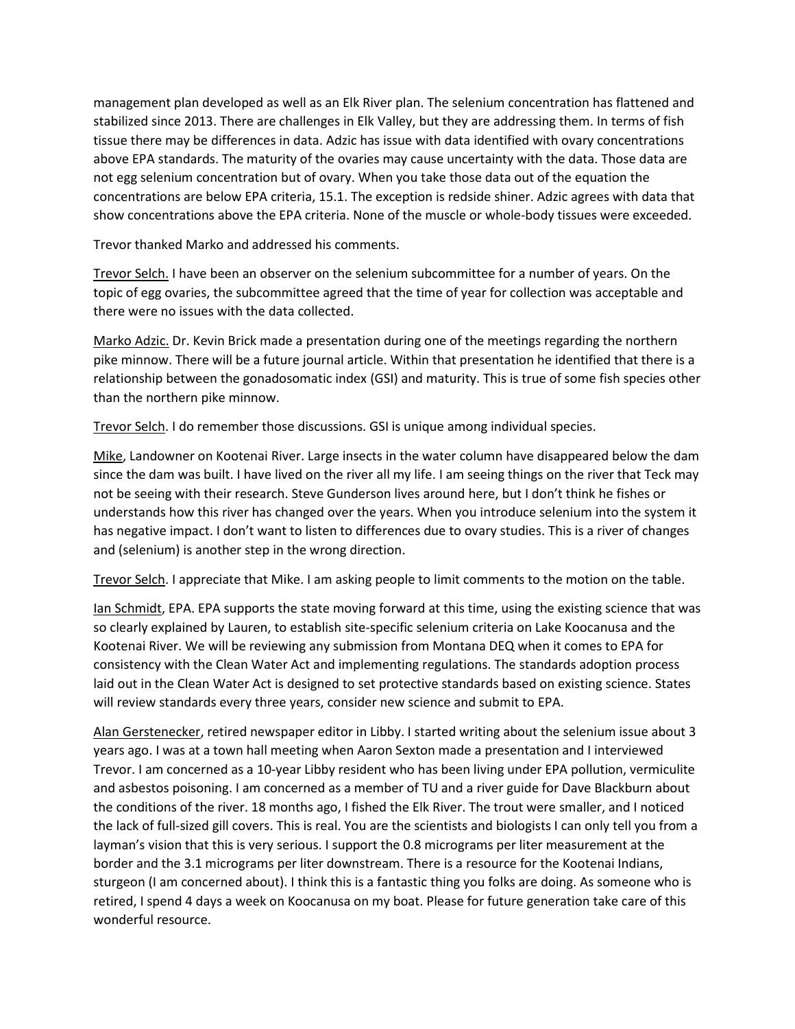management plan developed as well as an Elk River plan. The selenium concentration has flattened and stabilized since 2013. There are challenges in Elk Valley, but they are addressing them. In terms of fish tissue there may be differences in data. Adzic has issue with data identified with ovary concentrations above EPA standards. The maturity of the ovaries may cause uncertainty with the data. Those data are not egg selenium concentration but of ovary. When you take those data out of the equation the concentrations are below EPA criteria, 15.1. The exception is redside shiner. Adzic agrees with data that show concentrations above the EPA criteria. None of the muscle or whole-body tissues were exceeded.

Trevor thanked Marko and addressed his comments.

Trevor Selch. I have been an observer on the selenium subcommittee for a number of years. On the topic of egg ovaries, the subcommittee agreed that the time of year for collection was acceptable and there were no issues with the data collected.

Marko Adzic. Dr. Kevin Brick made a presentation during one of the meetings regarding the northern pike minnow. There will be a future journal article. Within that presentation he identified that there is a relationship between the gonadosomatic index (GSI) and maturity. This is true of some fish species other than the northern pike minnow.

Trevor Selch. I do remember those discussions. GSI is unique among individual species.

Mike, Landowner on Kootenai River. Large insects in the water column have disappeared below the dam since the dam was built. I have lived on the river all my life. I am seeing things on the river that Teck may not be seeing with their research. Steve Gunderson lives around here, but I don't think he fishes or understands how this river has changed over the years. When you introduce selenium into the system it has negative impact. I don't want to listen to differences due to ovary studies. This is a river of changes and (selenium) is another step in the wrong direction.

Trevor Selch. I appreciate that Mike. I am asking people to limit comments to the motion on the table.

Ian Schmidt, EPA. EPA supports the state moving forward at this time, using the existing science that was so clearly explained by Lauren, to establish site-specific selenium criteria on Lake Koocanusa and the Kootenai River. We will be reviewing any submission from Montana DEQ when it comes to EPA for consistency with the Clean Water Act and implementing regulations. The standards adoption process laid out in the Clean Water Act is designed to set protective standards based on existing science. States will review standards every three years, consider new science and submit to EPA.

Alan Gerstenecker, retired newspaper editor in Libby. I started writing about the selenium issue about 3 years ago. I was at a town hall meeting when Aaron Sexton made a presentation and I interviewed Trevor. I am concerned as a 10-year Libby resident who has been living under EPA pollution, vermiculite and asbestos poisoning. I am concerned as a member of TU and a river guide for Dave Blackburn about the conditions of the river. 18 months ago, I fished the Elk River. The trout were smaller, and I noticed the lack of full-sized gill covers. This is real. You are the scientists and biologists I can only tell you from a layman's vision that this is very serious. I support the 0.8 micrograms per liter measurement at the border and the 3.1 micrograms per liter downstream. There is a resource for the Kootenai Indians, sturgeon (I am concerned about). I think this is a fantastic thing you folks are doing. As someone who is retired, I spend 4 days a week on Koocanusa on my boat. Please for future generation take care of this wonderful resource.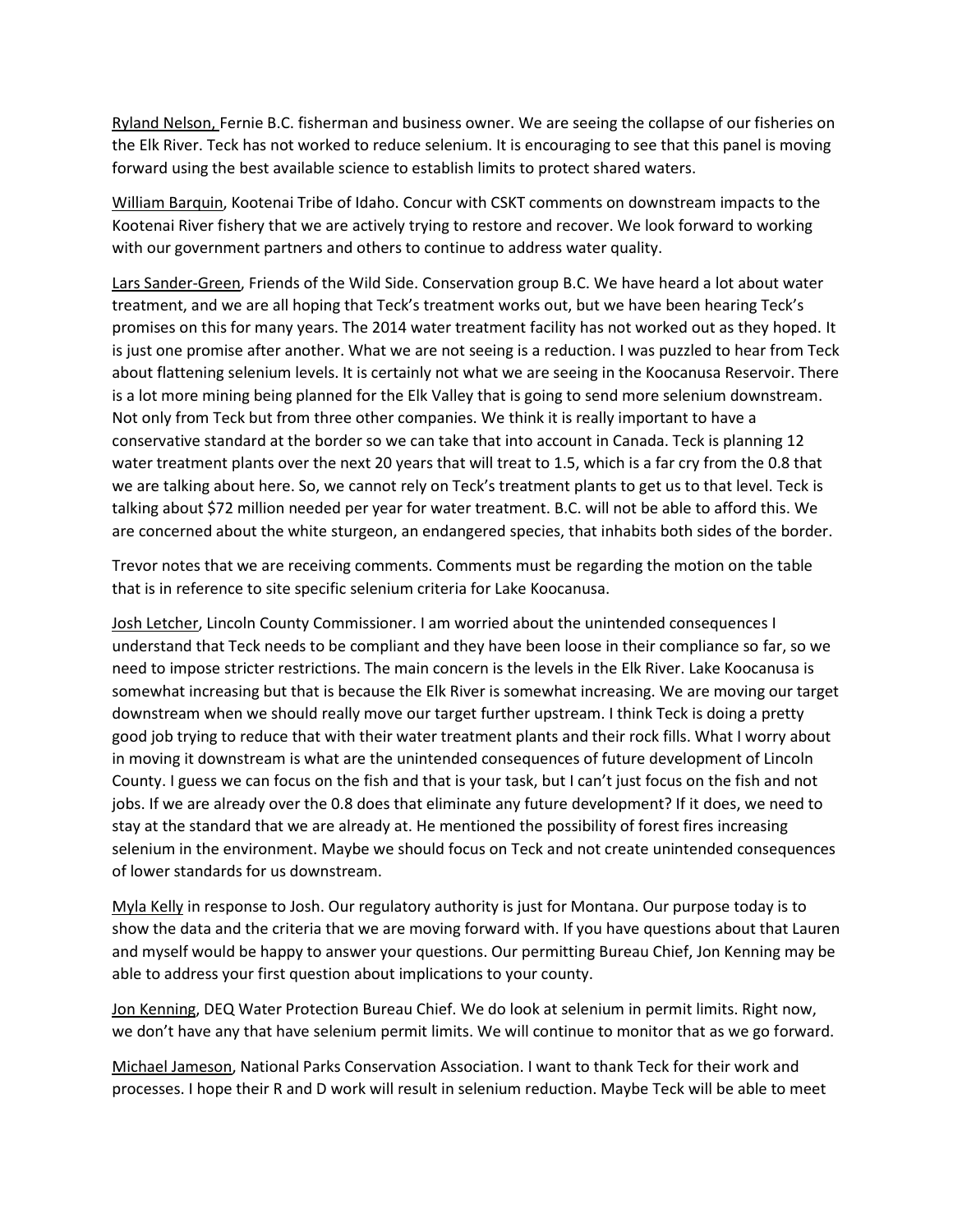Ryland Nelson, Fernie B.C. fisherman and business owner. We are seeing the collapse of our fisheries on the Elk River. Teck has not worked to reduce selenium. It is encouraging to see that this panel is moving forward using the best available science to establish limits to protect shared waters.

William Barquin, Kootenai Tribe of Idaho. Concur with CSKT comments on downstream impacts to the Kootenai River fishery that we are actively trying to restore and recover. We look forward to working with our government partners and others to continue to address water quality.

Lars Sander-Green, Friends of the Wild Side. Conservation group B.C. We have heard a lot about water treatment, and we are all hoping that Teck's treatment works out, but we have been hearing Teck's promises on this for many years. The 2014 water treatment facility has not worked out as they hoped. It is just one promise after another. What we are not seeing is a reduction. I was puzzled to hear from Teck about flattening selenium levels. It is certainly not what we are seeing in the Koocanusa Reservoir. There is a lot more mining being planned for the Elk Valley that is going to send more selenium downstream. Not only from Teck but from three other companies. We think it is really important to have a conservative standard at the border so we can take that into account in Canada. Teck is planning 12 water treatment plants over the next 20 years that will treat to 1.5, which is a far cry from the 0.8 that we are talking about here. So, we cannot rely on Teck's treatment plants to get us to that level. Teck is talking about $72 million needed per year for water treatment. B.C. will not be able to afford this. We are concerned about the white sturgeon, an endangered species, that inhabits both sides of the border.

Trevor notes that we are receiving comments. Comments must be regarding the motion on the table that is in reference to site specific selenium criteria for Lake Koocanusa.

Josh Letcher, Lincoln County Commissioner. I am worried about the unintended consequences I understand that Teck needs to be compliant and they have been loose in their compliance so far, so we need to impose stricter restrictions. The main concern is the levels in the Elk River. Lake Koocanusa is somewhat increasing but that is because the Elk River is somewhat increasing. We are moving our target downstream when we should really move our target further upstream. I think Teck is doing a pretty good job trying to reduce that with their water treatment plants and their rock fills. What I worry about in moving it downstream is what are the unintended consequences of future development of Lincoln County. I guess we can focus on the fish and that is your task, but I can't just focus on the fish and not jobs. If we are already over the 0.8 does that eliminate any future development? If it does, we need to stay at the standard that we are already at. He mentioned the possibility of forest fires increasing selenium in the environment. Maybe we should focus on Teck and not create unintended consequences of lower standards for us downstream.

Myla Kelly in response to Josh. Our regulatory authority is just for Montana. Our purpose today is to show the data and the criteria that we are moving forward with. If you have questions about that Lauren and myself would be happy to answer your questions. Our permitting Bureau Chief, Jon Kenning may be able to address your first question about implications to your county.

Jon Kenning, DEQ Water Protection Bureau Chief. We do look at selenium in permit limits. Right now, we don't have any that have selenium permit limits. We will continue to monitor that as we go forward.

Michael Jameson, National Parks Conservation Association. I want to thank Teck for their work and processes. I hope their R and D work will result in selenium reduction. Maybe Teck will be able to meet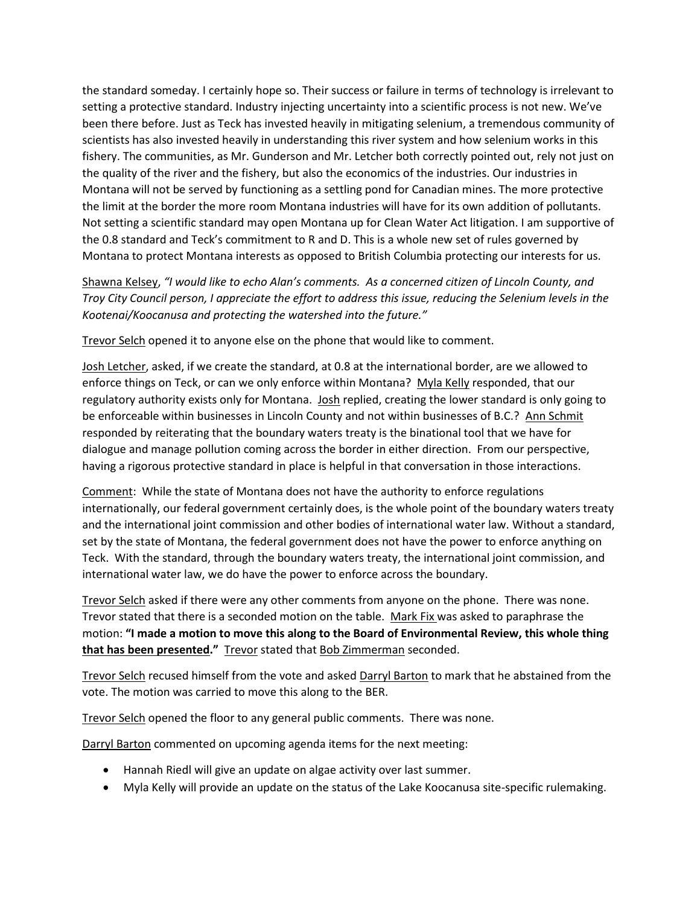the standard someday. I certainly hope so. Their success or failure in terms of technology is irrelevant to setting a protective standard. Industry injecting uncertainty into a scientific process is not new. We've been there before. Just as Teck has invested heavily in mitigating selenium, a tremendous community of scientists has also invested heavily in understanding this river system and how selenium works in this fishery. The communities, as Mr. Gunderson and Mr. Letcher both correctly pointed out, rely not just on the quality of the river and the fishery, but also the economics of the industries. Our industries in Montana will not be served by functioning as a settling pond for Canadian mines. The more protective the limit at the border the more room Montana industries will have for its own addition of pollutants. Not setting a scientific standard may open Montana up for Clean Water Act litigation. I am supportive of the 0.8 standard and Teck's commitment to R and D. This is a whole new set of rules governed by Montana to protect Montana interests as opposed to British Columbia protecting our interests for us.

Shawna Kelsey, *"I would like to echo Alan's comments. As a concerned citizen of Lincoln County, and Troy City Council person, I appreciate the effort to address this issue, reducing the Selenium levels in the Kootenai/Koocanusa and protecting the watershed into the future."*

Trevor Selch opened it to anyone else on the phone that would like to comment.

Josh Letcher, asked, if we create the standard, at 0.8 at the international border, are we allowed to enforce things on Teck, or can we only enforce within Montana? Myla Kelly responded, that our regulatory authority exists only for Montana. Josh replied, creating the lower standard is only going to be enforceable within businesses in Lincoln County and not within businesses of B.C.? Ann Schmit responded by reiterating that the boundary waters treaty is the binational tool that we have for dialogue and manage pollution coming across the border in either direction. From our perspective, having a rigorous protective standard in place is helpful in that conversation in those interactions.

Comment: While the state of Montana does not have the authority to enforce regulations internationally, our federal government certainly does, is the whole point of the boundary waters treaty and the international joint commission and other bodies of international water law. Without a standard, set by the state of Montana, the federal government does not have the power to enforce anything on Teck. With the standard, through the boundary waters treaty, the international joint commission, and international water law, we do have the power to enforce across the boundary.

Trevor Selch asked if there were any other comments from anyone on the phone. There was none. Trevor stated that there is a seconded motion on the table. Mark Fix was asked to paraphrase the motion: **"I made a motion to move this along to the Board of Environmental Review, this whole thing that has been presented."** Trevor stated that Bob Zimmerman seconded.

Trevor Selch recused himself from the vote and asked Darryl Barton to mark that he abstained from the vote. The motion was carried to move this along to the BER.

Trevor Selch opened the floor to any general public comments. There was none.

Darryl Barton commented on upcoming agenda items for the next meeting:

- Hannah Riedl will give an update on algae activity over last summer.
- Myla Kelly will provide an update on the status of the Lake Koocanusa site-specific rulemaking.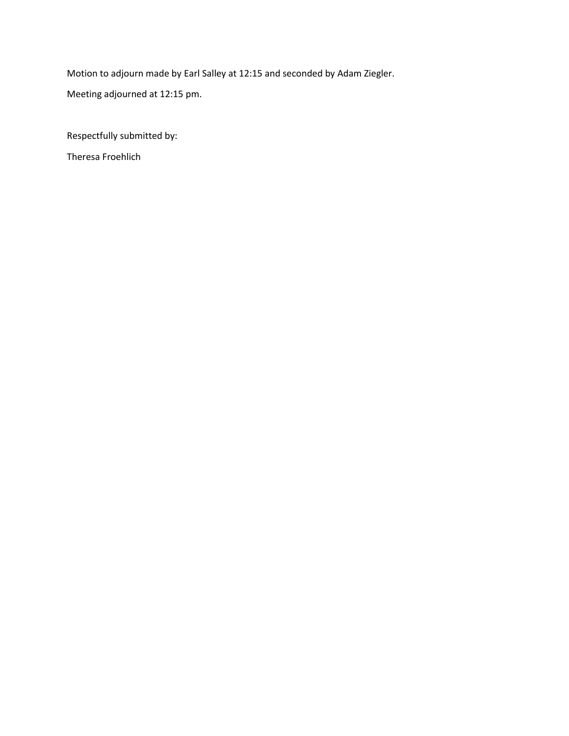Motion to adjourn made by Earl Salley at 12:15 and seconded by Adam Ziegler.

Meeting adjourned at 12:15 pm.

Respectfully submitted by:

Theresa Froehlich